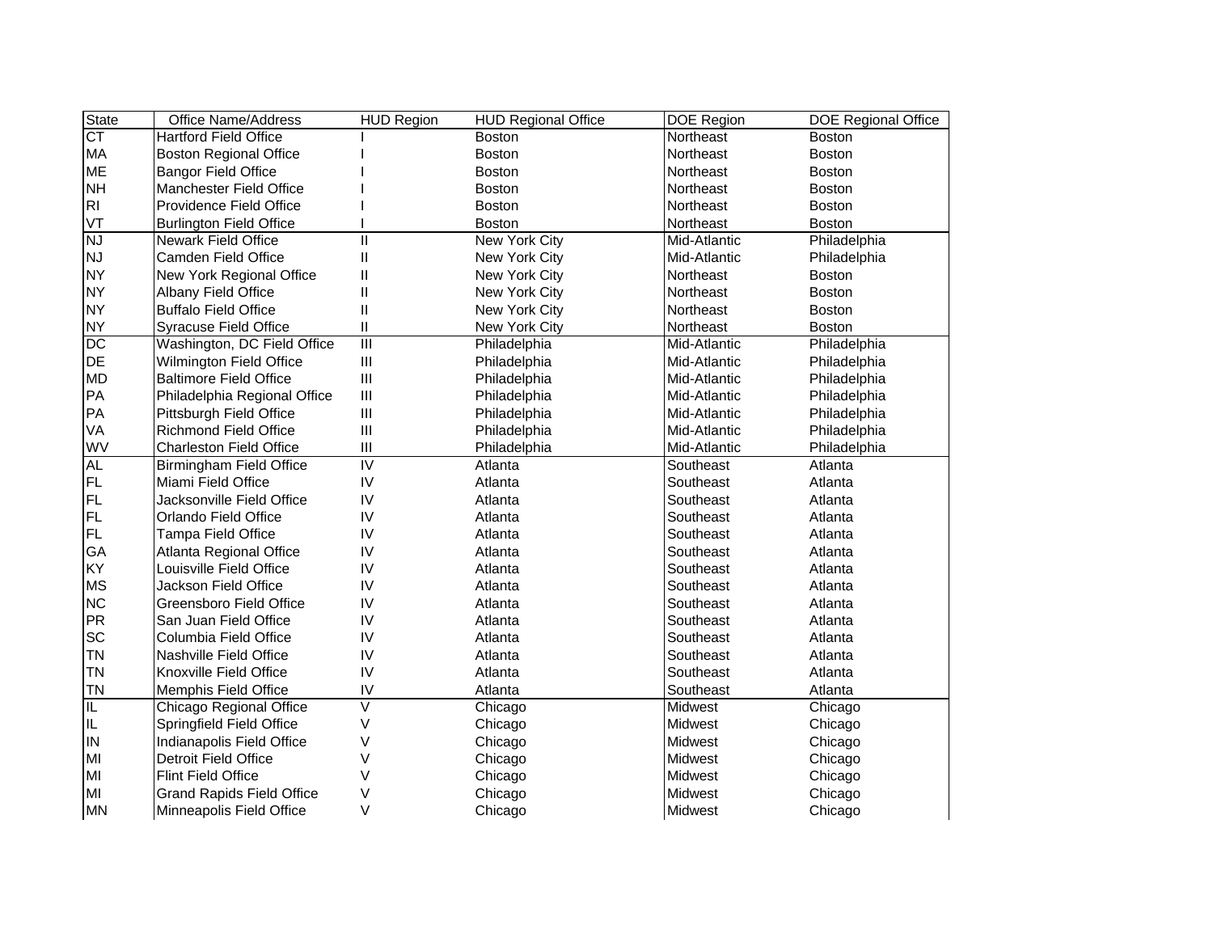| State | Office Name/Address | HUD Region | HUD Regional Office | DOE Region | DOE Regional Office |
| --- | --- | --- | --- | --- | --- |
| CT | Hartford Field Office | I | Boston | Northeast | Boston |
| MA | Boston Regional Office | I | Boston | Northeast | Boston |
| ME | Bangor Field Office | I | Boston | Northeast | Boston |
| NH | Manchester Field Office | I | Boston | Northeast | Boston |
| RI | Providence Field Office | I | Boston | Northeast | Boston |
| VT | Burlington Field Office | I | Boston | Northeast | Boston |
| NJ | Newark Field Office | II | New York City | Mid-Atlantic | Philadelphia |
| NJ | Camden Field Office | II | New York City | Mid-Atlantic | Philadelphia |
| NY | New York Regional Office | II | New York City | Northeast | Boston |
| NY | Albany Field Office | II | New York City | Northeast | Boston |
| NY | Buffalo Field Office | II | New York City | Northeast | Boston |
| NY | Syracuse Field Office | II | New York City | Northeast | Boston |
| DC | Washington, DC Field Office | III | Philadelphia | Mid-Atlantic | Philadelphia |
| DE | Wilmington Field Office | III | Philadelphia | Mid-Atlantic | Philadelphia |
| MD | Baltimore Field Office | III | Philadelphia | Mid-Atlantic | Philadelphia |
| PA | Philadelphia Regional Office | III | Philadelphia | Mid-Atlantic | Philadelphia |
| PA | Pittsburgh Field Office | III | Philadelphia | Mid-Atlantic | Philadelphia |
| VA | Richmond Field Office | III | Philadelphia | Mid-Atlantic | Philadelphia |
| WV | Charleston Field Office | III | Philadelphia | Mid-Atlantic | Philadelphia |
| AL | Birmingham Field Office | IV | Atlanta | Southeast | Atlanta |
| FL | Miami Field Office | IV | Atlanta | Southeast | Atlanta |
| FL | Jacksonville Field Office | IV | Atlanta | Southeast | Atlanta |
| FL | Orlando Field Office | IV | Atlanta | Southeast | Atlanta |
| FL | Tampa Field Office | IV | Atlanta | Southeast | Atlanta |
| GA | Atlanta Regional Office | IV | Atlanta | Southeast | Atlanta |
| KY | Louisville Field Office | IV | Atlanta | Southeast | Atlanta |
| MS | Jackson Field Office | IV | Atlanta | Southeast | Atlanta |
| NC | Greensboro Field Office | IV | Atlanta | Southeast | Atlanta |
| PR | San Juan Field Office | IV | Atlanta | Southeast | Atlanta |
| SC | Columbia Field Office | IV | Atlanta | Southeast | Atlanta |
| TN | Nashville Field Office | IV | Atlanta | Southeast | Atlanta |
| TN | Knoxville Field Office | IV | Atlanta | Southeast | Atlanta |
| TN | Memphis Field Office | IV | Atlanta | Southeast | Atlanta |
| IL | Chicago Regional Office | V | Chicago | Midwest | Chicago |
| IL | Springfield Field Office | V | Chicago | Midwest | Chicago |
| IN | Indianapolis Field Office | V | Chicago | Midwest | Chicago |
| MI | Detroit Field Office | V | Chicago | Midwest | Chicago |
| MI | Flint Field Office | V | Chicago | Midwest | Chicago |
| MI | Grand Rapids Field Office | V | Chicago | Midwest | Chicago |
| MN | Minneapolis Field Office | V | Chicago | Midwest | Chicago |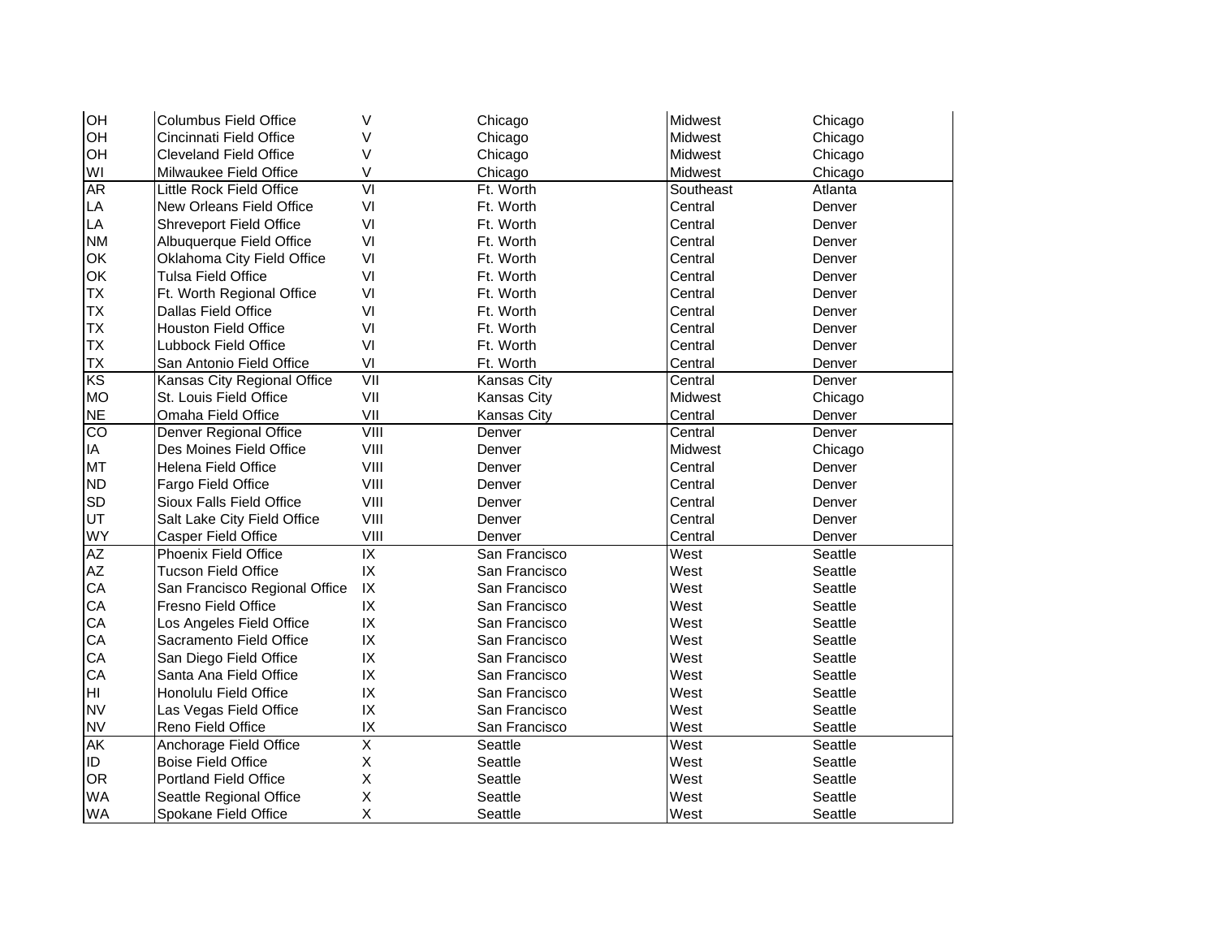| | | | | | |
|---|---|---|---|---|---|
| OH | Columbus Field Office | V | Chicago | Midwest | Chicago |
| OH | Cincinnati Field Office | V | Chicago | Midwest | Chicago |
| OH | Cleveland Field Office | V | Chicago | Midwest | Chicago |
| WI | Milwaukee Field Office | V | Chicago | Midwest | Chicago |
| AR | Little Rock Field Office | VI | Ft. Worth | Southeast | Atlanta |
| LA | New Orleans Field Office | VI | Ft. Worth | Central | Denver |
| LA | Shreveport Field Office | VI | Ft. Worth | Central | Denver |
| NM | Albuquerque Field Office | VI | Ft. Worth | Central | Denver |
| OK | Oklahoma City Field Office | VI | Ft. Worth | Central | Denver |
| OK | Tulsa Field Office | VI | Ft. Worth | Central | Denver |
| TX | Ft. Worth Regional Office | VI | Ft. Worth | Central | Denver |
| TX | Dallas Field Office | VI | Ft. Worth | Central | Denver |
| TX | Houston Field Office | VI | Ft. Worth | Central | Denver |
| TX | Lubbock Field Office | VI | Ft. Worth | Central | Denver |
| TX | San Antonio Field Office | VI | Ft. Worth | Central | Denver |
| KS | Kansas City Regional Office | VII | Kansas City | Central | Denver |
| MO | St. Louis Field Office | VII | Kansas City | Midwest | Chicago |
| NE | Omaha Field Office | VII | Kansas City | Central | Denver |
| CO | Denver Regional Office | VIII | Denver | Central | Denver |
| IA | Des Moines Field Office | VIII | Denver | Midwest | Chicago |
| MT | Helena Field Office | VIII | Denver | Central | Denver |
| ND | Fargo Field Office | VIII | Denver | Central | Denver |
| SD | Sioux Falls Field Office | VIII | Denver | Central | Denver |
| UT | Salt Lake City Field Office | VIII | Denver | Central | Denver |
| WY | Casper Field Office | VIII | Denver | Central | Denver |
| AZ | Phoenix Field Office | IX | San Francisco | West | Seattle |
| AZ | Tucson Field Office | IX | San Francisco | West | Seattle |
| CA | San Francisco Regional Office | IX | San Francisco | West | Seattle |
| CA | Fresno Field Office | IX | San Francisco | West | Seattle |
| CA | Los Angeles Field Office | IX | San Francisco | West | Seattle |
| CA | Sacramento Field Office | IX | San Francisco | West | Seattle |
| CA | San Diego Field Office | IX | San Francisco | West | Seattle |
| CA | Santa Ana Field Office | IX | San Francisco | West | Seattle |
| HI | Honolulu Field Office | IX | San Francisco | West | Seattle |
| NV | Las Vegas Field Office | IX | San Francisco | West | Seattle |
| NV | Reno Field Office | IX | San Francisco | West | Seattle |
| AK | Anchorage Field Office | X | Seattle | West | Seattle |
| ID | Boise Field Office | X | Seattle | West | Seattle |
| OR | Portland Field Office | X | Seattle | West | Seattle |
| WA | Seattle Regional Office | X | Seattle | West | Seattle |
| WA | Spokane Field Office | X | Seattle | West | Seattle |